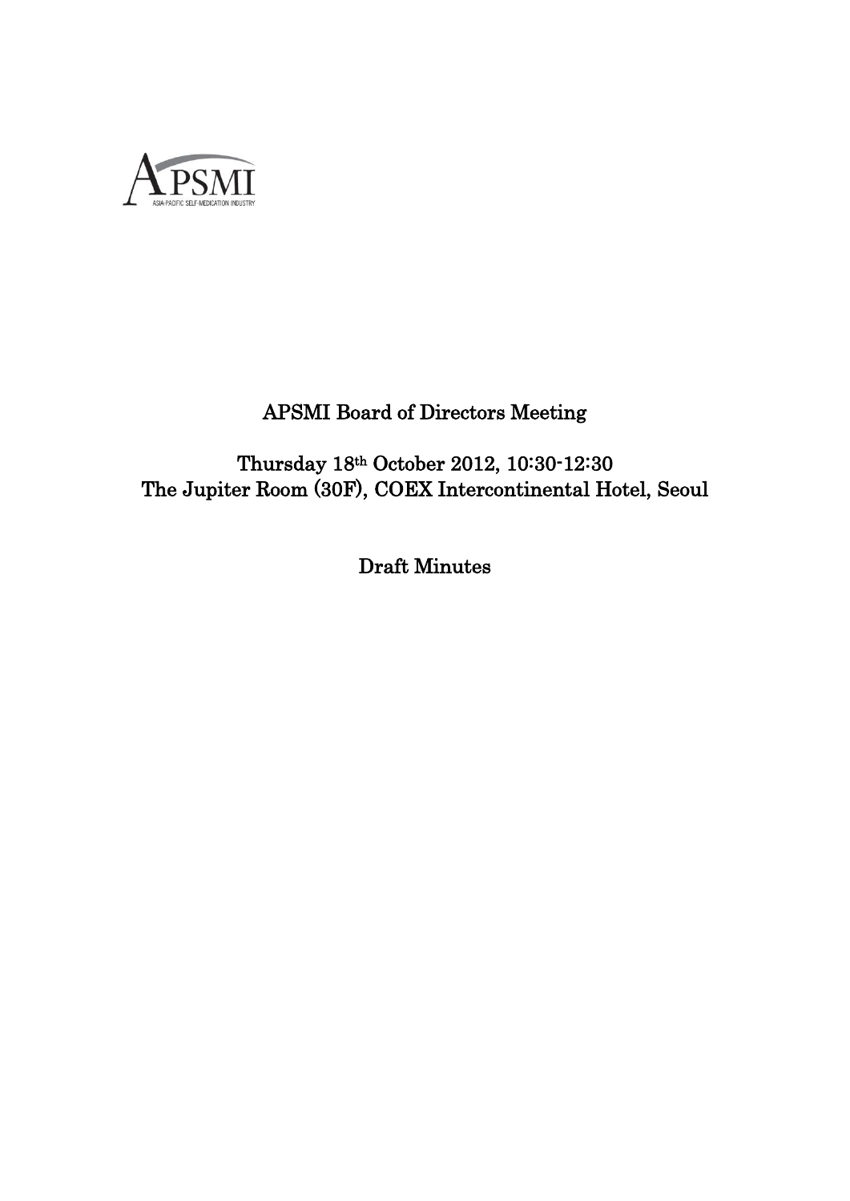APSMI
ASIA-PACIFIC SELF-MEDICATION INDUSTRY

# APSMI Board of Directors Meeting

Thursday 18th October 2012, 10:30-12:30
The Jupiter Room (30F), COEX Intercontinental Hotel, Seoul

Draft Minutes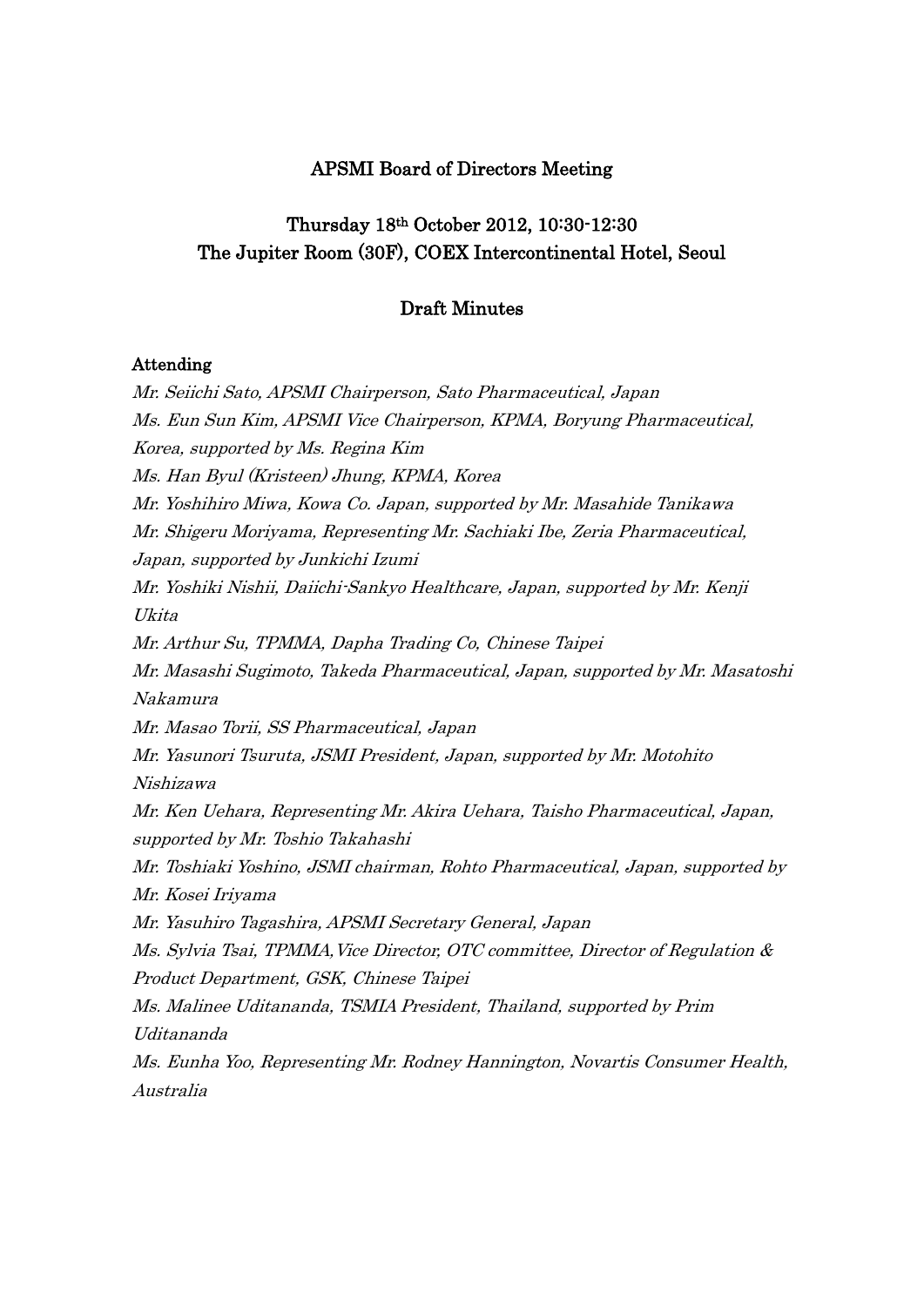## APSMI Board of Directors Meeting

## Thursday 18th October 2012, 10:30-12:30
## The Jupiter Room (30F), COEX Intercontinental Hotel, Seoul

## Draft Minutes

### Attending

*Mr. Seiichi Sato, APSMI Chairperson, Sato Pharmaceutical, Japan*

*Ms. Eun Sun Kim, APSMI Vice Chairperson, KPMA, Boryung Pharmaceutical, Korea, supported by Ms. Regina Kim*

*Ms. Han Byul (Kristeen) Jhung, KPMA, Korea*

*Mr. Yoshihiro Miwa, Kowa Co. Japan, supported by Mr. Masahide Tanikawa*

*Mr. Shigeru Moriyama, Representing Mr. Sachiaki Ibe, Zeria Pharmaceutical, Japan, supported by Junkichi Izumi*

*Mr. Yoshiki Nishii, Daiichi-Sankyo Healthcare, Japan, supported by Mr. Kenji Ukita*

*Mr. Arthur Su, TPMMA, Dapha Trading Co, Chinese Taipei*

*Mr. Masashi Sugimoto, Takeda Pharmaceutical, Japan, supported by Mr. Masatoshi Nakamura*

*Mr. Masao Torii, SS Pharmaceutical, Japan*

*Mr. Yasunori Tsuruta, JSMI President, Japan, supported by Mr. Motohito Nishizawa*

*Mr. Ken Uehara, Representing Mr. Akira Uehara, Taisho Pharmaceutical, Japan, supported by Mr. Toshio Takahashi*

*Mr. Toshiaki Yoshino, JSMI chairman, Rohto Pharmaceutical, Japan, supported by Mr. Kosei Iriyama*

*Mr. Yasuhiro Tagashira, APSMI Secretary General, Japan*

*Ms. Sylvia Tsai, TPMMA,Vice Director, OTC committee, Director of Regulation & Product Department, GSK, Chinese Taipei*

*Ms. Malinee Uditananda, TSMIA President, Thailand, supported by Prim Uditananda*

*Ms. Eunha Yoo, Representing Mr. Rodney Hannington, Novartis Consumer Health, Australia*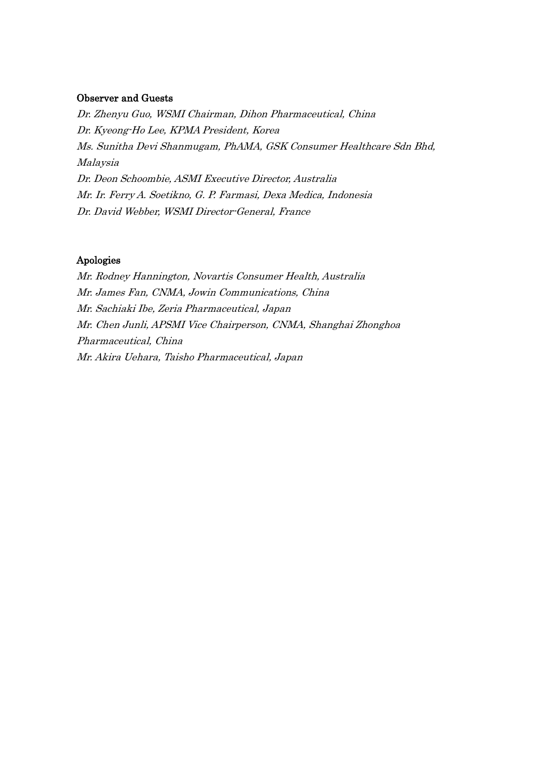**Observer and Guests**

*Dr. Zhenyu Guo, WSMI Chairman, Dihon Pharmaceutical, China*
*Dr. Kyeong-Ho Lee, KPMA President, Korea*
*Ms. Sunitha Devi Shanmugam, PhAMA, GSK Consumer Healthcare Sdn Bhd, Malaysia*
*Dr. Deon Schoombie, ASMI Executive Director, Australia*
*Mr. Ir. Ferry A. Soetikno, G. P. Farmasi, Dexa Medica, Indonesia*
*Dr. David Webber, WSMI Director-General, France*

**Apologies**

*Mr. Rodney Hannington, Novartis Consumer Health, Australia*
*Mr. James Fan, CNMA, Jowin Communications, China*
*Mr. Sachiaki Ibe, Zeria Pharmaceutical, Japan*
*Mr. Chen Junli, APSMI Vice Chairperson, CNMA, Shanghai Zhonghoa Pharmaceutical, China*
*Mr. Akira Uehara, Taisho Pharmaceutical, Japan*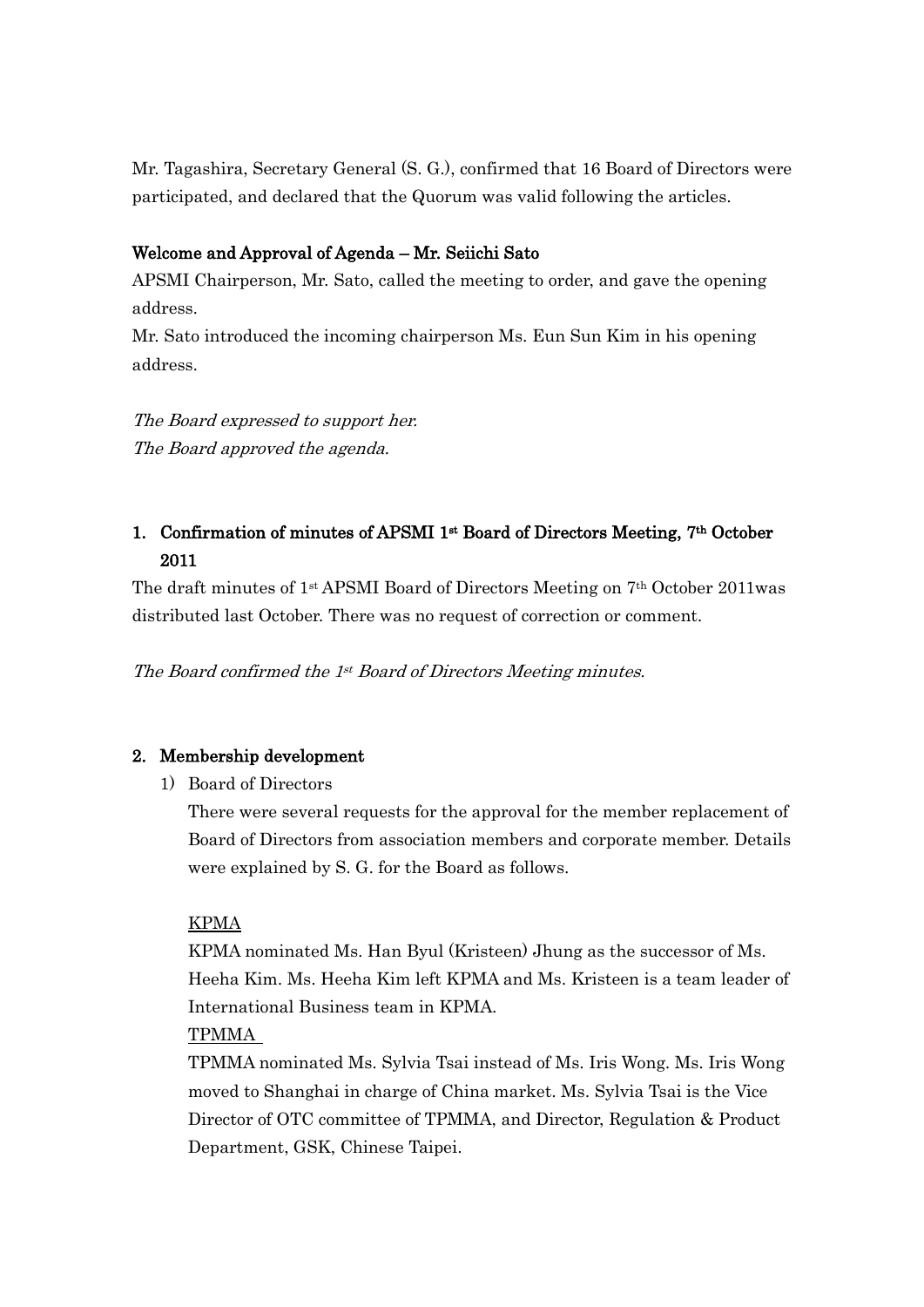Mr. Tagashira, Secretary General (S. G.), confirmed that 16 Board of Directors were participated, and declared that the Quorum was valid following the articles.

**Welcome and Approval of Agenda – Mr. Seiichi Sato**

APSMI Chairperson, Mr. Sato, called the meeting to order, and gave the opening address.

Mr. Sato introduced the incoming chairperson Ms. Eun Sun Kim in his opening address.

*The Board expressed to support her.*
*The Board approved the agenda.*

## 1. Confirmation of minutes of APSMI 1st Board of Directors Meeting, 7th October 2011

The draft minutes of 1st APSMI Board of Directors Meeting on 7th October 2011was distributed last October. There was no request of correction or comment.

*The Board confirmed the 1st Board of Directors Meeting minutes.*

## 2. Membership development

1) Board of Directors

There were several requests for the approval for the member replacement of Board of Directors from association members and corporate member. Details were explained by S. G. for the Board as follows.

KPMA

KPMA nominated Ms. Han Byul (Kristeen) Jhung as the successor of Ms. Heeha Kim. Ms. Heeha Kim left KPMA and Ms. Kristeen is a team leader of International Business team in KPMA.

TPMMA

TPMMA nominated Ms. Sylvia Tsai instead of Ms. Iris Wong. Ms. Iris Wong moved to Shanghai in charge of China market. Ms. Sylvia Tsai is the Vice Director of OTC committee of TPMMA, and Director, Regulation & Product Department, GSK, Chinese Taipei.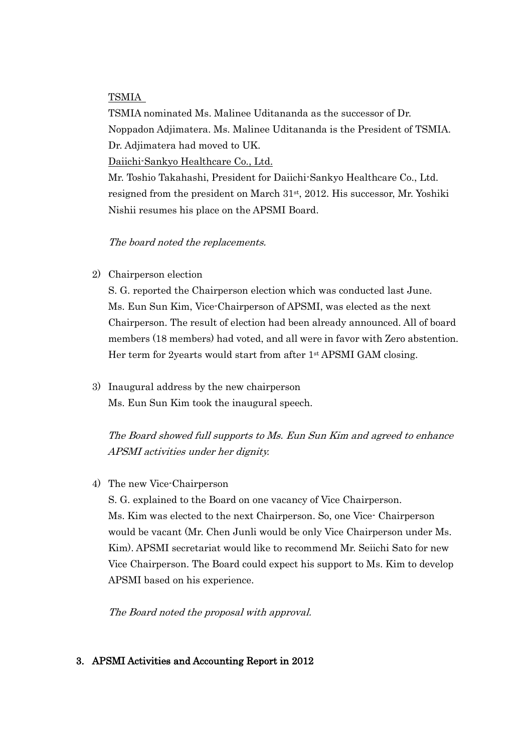<u>TSMIA</u>

TSMIA nominated Ms. Malinee Uditananda as the successor of Dr. Noppadon Adjimatera. Ms. Malinee Uditananda is the President of TSMIA. Dr. Adjimatera had moved to UK.

<u>Daiichi-Sankyo Healthcare Co., Ltd.</u>

Mr. Toshio Takahashi, President for Daiichi-Sankyo Healthcare Co., Ltd. resigned from the president on March 31st, 2012. His successor, Mr. Yoshiki Nishii resumes his place on the APSMI Board.

*The board noted the replacements.*

2) Chairperson election

S. G. reported the Chairperson election which was conducted last June. Ms. Eun Sun Kim, Vice-Chairperson of APSMI, was elected as the next Chairperson. The result of election had been already announced. All of board members (18 members) had voted, and all were in favor with Zero abstention. Her term for 2yearts would start from after 1st APSMI GAM closing.

3) Inaugural address by the new chairperson

Ms. Eun Sun Kim took the inaugural speech.

*The Board showed full supports to Ms. Eun Sun Kim and agreed to enhance APSMI activities under her dignity.*

4) The new Vice-Chairperson

S. G. explained to the Board on one vacancy of Vice Chairperson. Ms. Kim was elected to the next Chairperson. So, one Vice- Chairperson would be vacant (Mr. Chen Junli would be only Vice Chairperson under Ms. Kim). APSMI secretariat would like to recommend Mr. Seiichi Sato for new Vice Chairperson. The Board could expect his support to Ms. Kim to develop APSMI based on his experience.

*The Board noted the proposal with approval.*

## 3. APSMI Activities and Accounting Report in 2012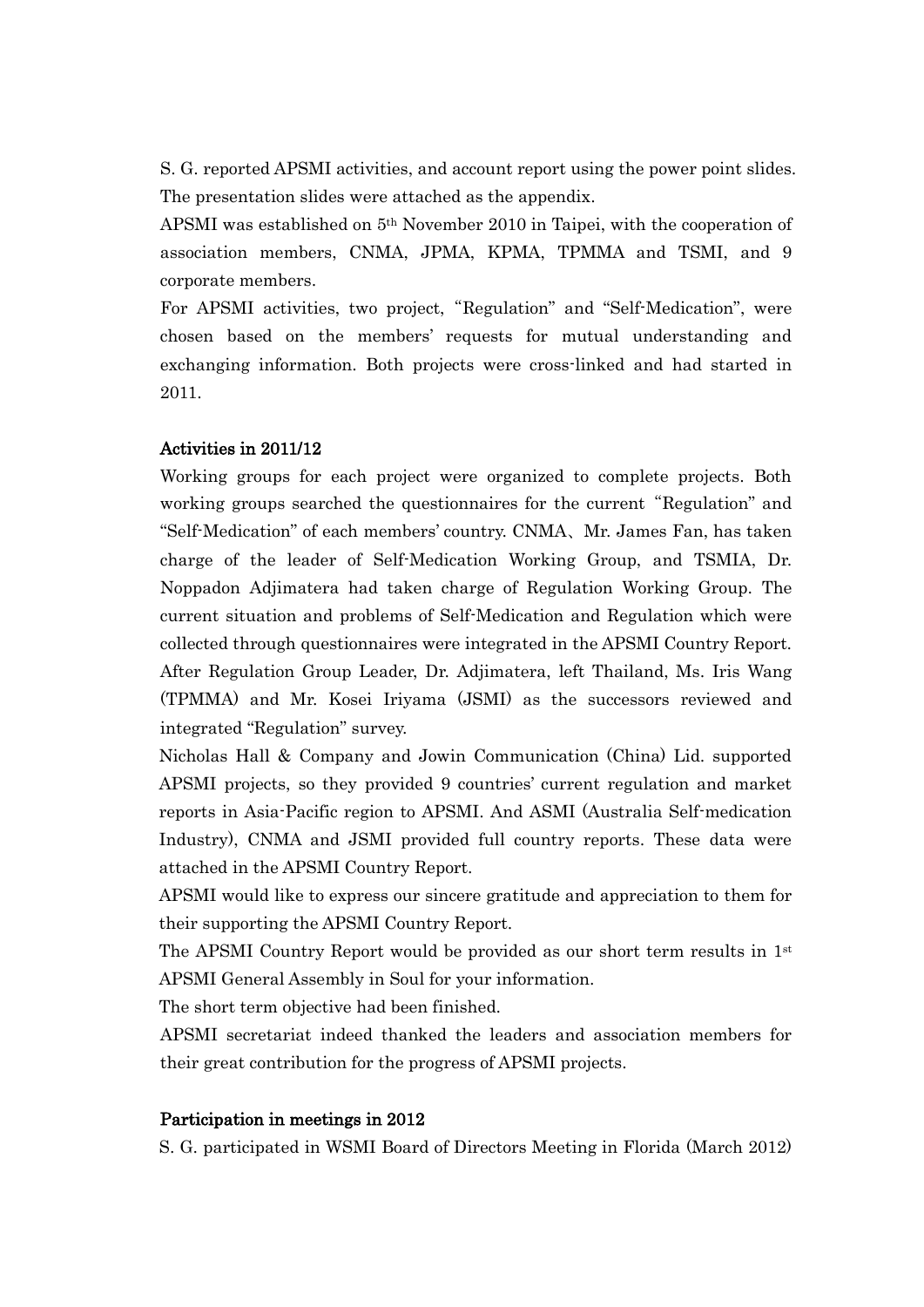S. G. reported APSMI activities, and account report using the power point slides. The presentation slides were attached as the appendix.

APSMI was established on 5th November 2010 in Taipei, with the cooperation of association members, CNMA, JPMA, KPMA, TPMMA and TSMI, and 9 corporate members.

For APSMI activities, two project, "Regulation" and "Self-Medication", were chosen based on the members' requests for mutual understanding and exchanging information. Both projects were cross-linked and had started in 2011.

**Activities in 2011/12**

Working groups for each project were organized to complete projects. Both working groups searched the questionnaires for the current "Regulation" and "Self-Medication" of each members' country. CNMA、Mr. James Fan, has taken charge of the leader of Self-Medication Working Group, and TSMIA, Dr. Noppadon Adjimatera had taken charge of Regulation Working Group. The current situation and problems of Self-Medication and Regulation which were collected through questionnaires were integrated in the APSMI Country Report. After Regulation Group Leader, Dr. Adjimatera, left Thailand, Ms. Iris Wang (TPMMA) and Mr. Kosei Iriyama (JSMI) as the successors reviewed and integrated "Regulation" survey.

Nicholas Hall & Company and Jowin Communication (China) Lid. supported APSMI projects, so they provided 9 countries' current regulation and market reports in Asia-Pacific region to APSMI. And ASMI (Australia Self-medication Industry), CNMA and JSMI provided full country reports. These data were attached in the APSMI Country Report.

APSMI would like to express our sincere gratitude and appreciation to them for their supporting the APSMI Country Report.

The APSMI Country Report would be provided as our short term results in 1st APSMI General Assembly in Soul for your information.

The short term objective had been finished.

APSMI secretariat indeed thanked the leaders and association members for their great contribution for the progress of APSMI projects.

**Participation in meetings in 2012**

S. G. participated in WSMI Board of Directors Meeting in Florida (March 2012)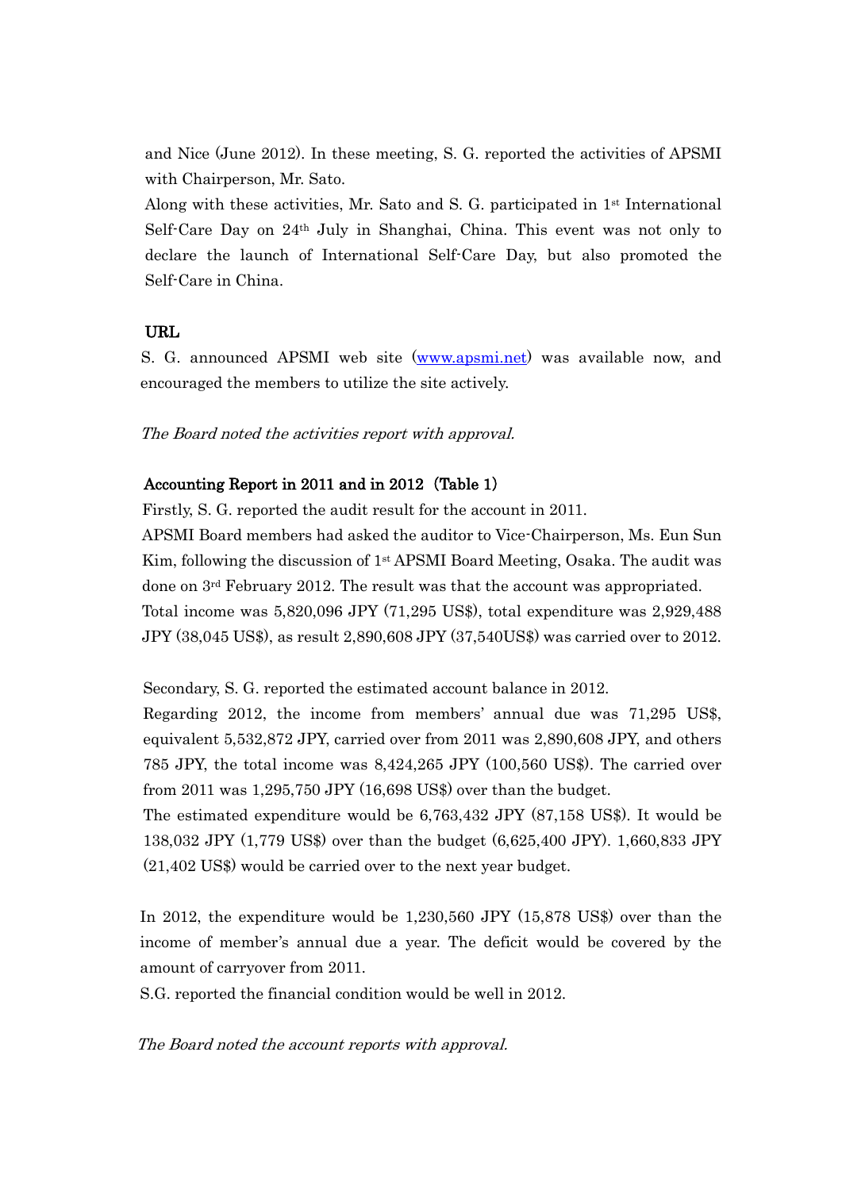and Nice (June 2012). In these meeting, S. G. reported the activities of APSMI with Chairperson, Mr. Sato.

Along with these activities, Mr. Sato and S. G. participated in 1st International Self-Care Day on 24th July in Shanghai, China. This event was not only to declare the launch of International Self-Care Day, but also promoted the Self-Care in China.

**URL**

S. G. announced APSMI web site (www.apsmi.net) was available now, and encouraged the members to utilize the site actively.

*The Board noted the activities report with approval.*

**Accounting Report in 2011 and in 2012 (Table 1)**

Firstly, S. G. reported the audit result for the account in 2011.

APSMI Board members had asked the auditor to Vice-Chairperson, Ms. Eun Sun Kim, following the discussion of 1st APSMI Board Meeting, Osaka. The audit was done on 3rd February 2012. The result was that the account was appropriated.

Total income was 5,820,096 JPY (71,295 US$), total expenditure was 2,929,488 JPY (38,045 US$), as result 2,890,608 JPY (37,540US$) was carried over to 2012.

Secondary, S. G. reported the estimated account balance in 2012.

Regarding 2012, the income from members' annual due was 71,295 US$, equivalent 5,532,872 JPY, carried over from 2011 was 2,890,608 JPY, and others 785 JPY, the total income was 8,424,265 JPY (100,560 US$). The carried over from 2011 was 1,295,750 JPY (16,698 US$) over than the budget.

The estimated expenditure would be 6,763,432 JPY (87,158 US$). It would be 138,032 JPY (1,779 US$) over than the budget (6,625,400 JPY). 1,660,833 JPY (21,402 US$) would be carried over to the next year budget.

In 2012, the expenditure would be 1,230,560 JPY (15,878 US$) over than the income of member's annual due a year. The deficit would be covered by the amount of carryover from 2011.

S.G. reported the financial condition would be well in 2012.

*The Board noted the account reports with approval.*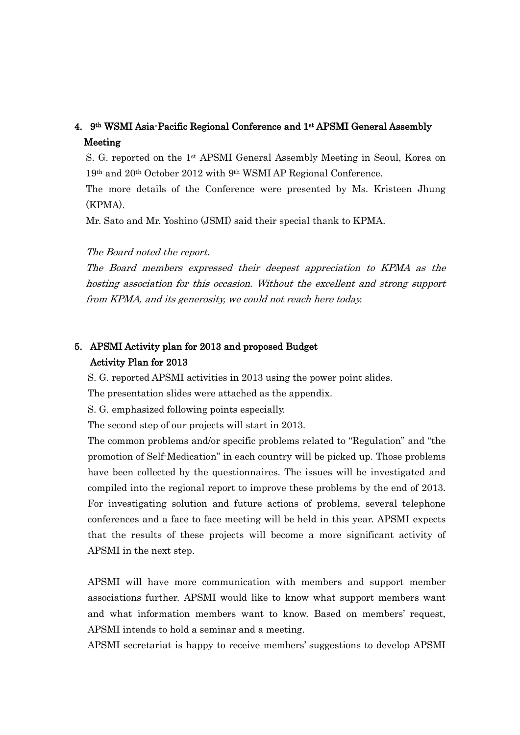## 4. 9th WSMI Asia-Pacific Regional Conference and 1st APSMI General Assembly Meeting

S. G. reported on the 1st APSMI General Assembly Meeting in Seoul, Korea on 19th and 20th October 2012 with 9th WSMI AP Regional Conference.

The more details of the Conference were presented by Ms. Kristeen Jhung (KPMA).

Mr. Sato and Mr. Yoshino (JSMI) said their special thank to KPMA.

*The Board noted the report.*

*The Board members expressed their deepest appreciation to KPMA as the hosting association for this occasion. Without the excellent and strong support from KPMA, and its generosity, we could not reach here today.*

## 5. APSMI Activity plan for 2013 and proposed Budget

### Activity Plan for 2013

S. G. reported APSMI activities in 2013 using the power point slides.

The presentation slides were attached as the appendix.

S. G. emphasized following points especially.

The second step of our projects will start in 2013.

The common problems and/or specific problems related to "Regulation" and "the promotion of Self-Medication" in each country will be picked up. Those problems have been collected by the questionnaires. The issues will be investigated and compiled into the regional report to improve these problems by the end of 2013. For investigating solution and future actions of problems, several telephone conferences and a face to face meeting will be held in this year. APSMI expects that the results of these projects will become a more significant activity of APSMI in the next step.

APSMI will have more communication with members and support member associations further. APSMI would like to know what support members want and what information members want to know. Based on members' request, APSMI intends to hold a seminar and a meeting.

APSMI secretariat is happy to receive members' suggestions to develop APSMI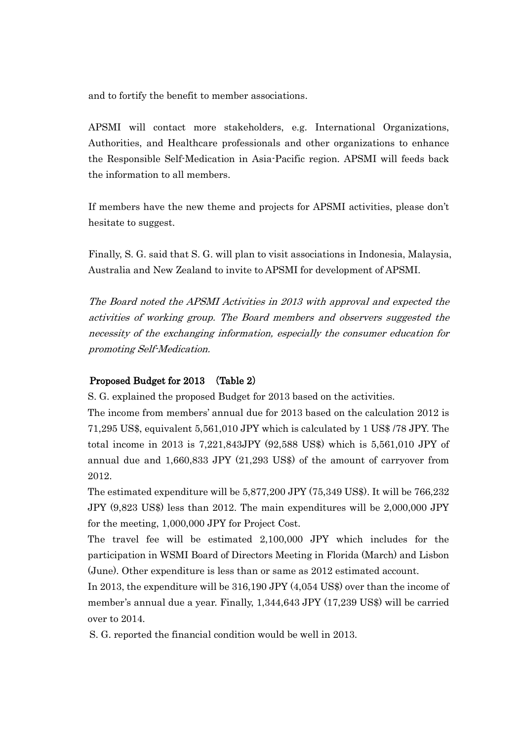and to fortify the benefit to member associations.

APSMI will contact more stakeholders, e.g. International Organizations, Authorities, and Healthcare professionals and other organizations to enhance the Responsible Self-Medication in Asia-Pacific region. APSMI will feeds back the information to all members.

If members have the new theme and projects for APSMI activities, please don't hesitate to suggest.

Finally, S. G. said that S. G. will plan to visit associations in Indonesia, Malaysia, Australia and New Zealand to invite to APSMI for development of APSMI.

*The Board noted the APSMI Activities in 2013 with approval and expected the activities of working group. The Board members and observers suggested the necessity of the exchanging information, especially the consumer education for promoting Self-Medication.*

**Proposed Budget for 2013 (Table 2)**

S. G. explained the proposed Budget for 2013 based on the activities.

The income from members' annual due for 2013 based on the calculation 2012 is 71,295 US$, equivalent 5,561,010 JPY which is calculated by 1 US$ /78 JPY. The total income in 2013 is 7,221,843JPY (92,588 US$) which is 5,561,010 JPY of annual due and 1,660,833 JPY (21,293 US$) of the amount of carryover from 2012.

The estimated expenditure will be 5,877,200 JPY (75,349 US$). It will be 766,232 JPY (9,823 US$) less than 2012. The main expenditures will be 2,000,000 JPY for the meeting, 1,000,000 JPY for Project Cost.

The travel fee will be estimated 2,100,000 JPY which includes for the participation in WSMI Board of Directors Meeting in Florida (March) and Lisbon (June). Other expenditure is less than or same as 2012 estimated account.

In 2013, the expenditure will be 316,190 JPY (4,054 US$) over than the income of member's annual due a year. Finally, 1,344,643 JPY (17,239 US$) will be carried over to 2014.

S. G. reported the financial condition would be well in 2013.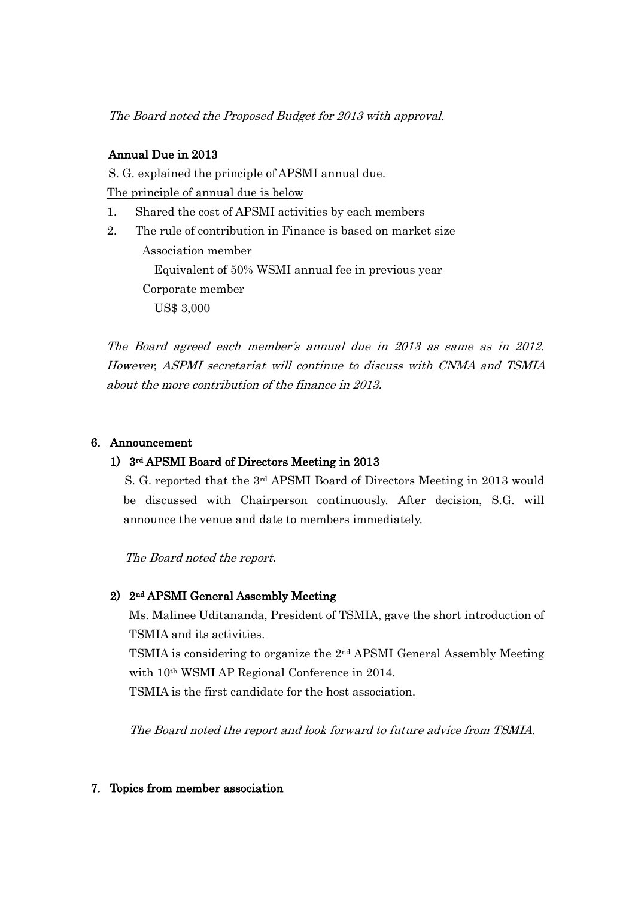*The Board noted the Proposed Budget for 2013 with approval.*

**Annual Due in 2013**

S. G. explained the principle of APSMI annual due.

The principle of annual due is below

1. Shared the cost of APSMI activities by each members
2. The rule of contribution in Finance is based on market size
   - Association member
     - Equivalent of 50% WSMI annual fee in previous year
   - Corporate member
     - US$ 3,000

*The Board agreed each member's annual due in 2013 as same as in 2012. However, ASPMI secretariat will continue to discuss with CNMA and TSMIA about the more contribution of the finance in 2013.*

## 6. Announcement

### 1) 3rd APSMI Board of Directors Meeting in 2013

S. G. reported that the 3rd APSMI Board of Directors Meeting in 2013 would be discussed with Chairperson continuously. After decision, S.G. will announce the venue and date to members immediately.

*The Board noted the report.*

### 2) 2nd APSMI General Assembly Meeting

Ms. Malinee Uditananda, President of TSMIA, gave the short introduction of TSMIA and its activities.

TSMIA is considering to organize the 2nd APSMI General Assembly Meeting with 10th WSMI AP Regional Conference in 2014.

TSMIA is the first candidate for the host association.

*The Board noted the report and look forward to future advice from TSMIA.*

## 7. Topics from member association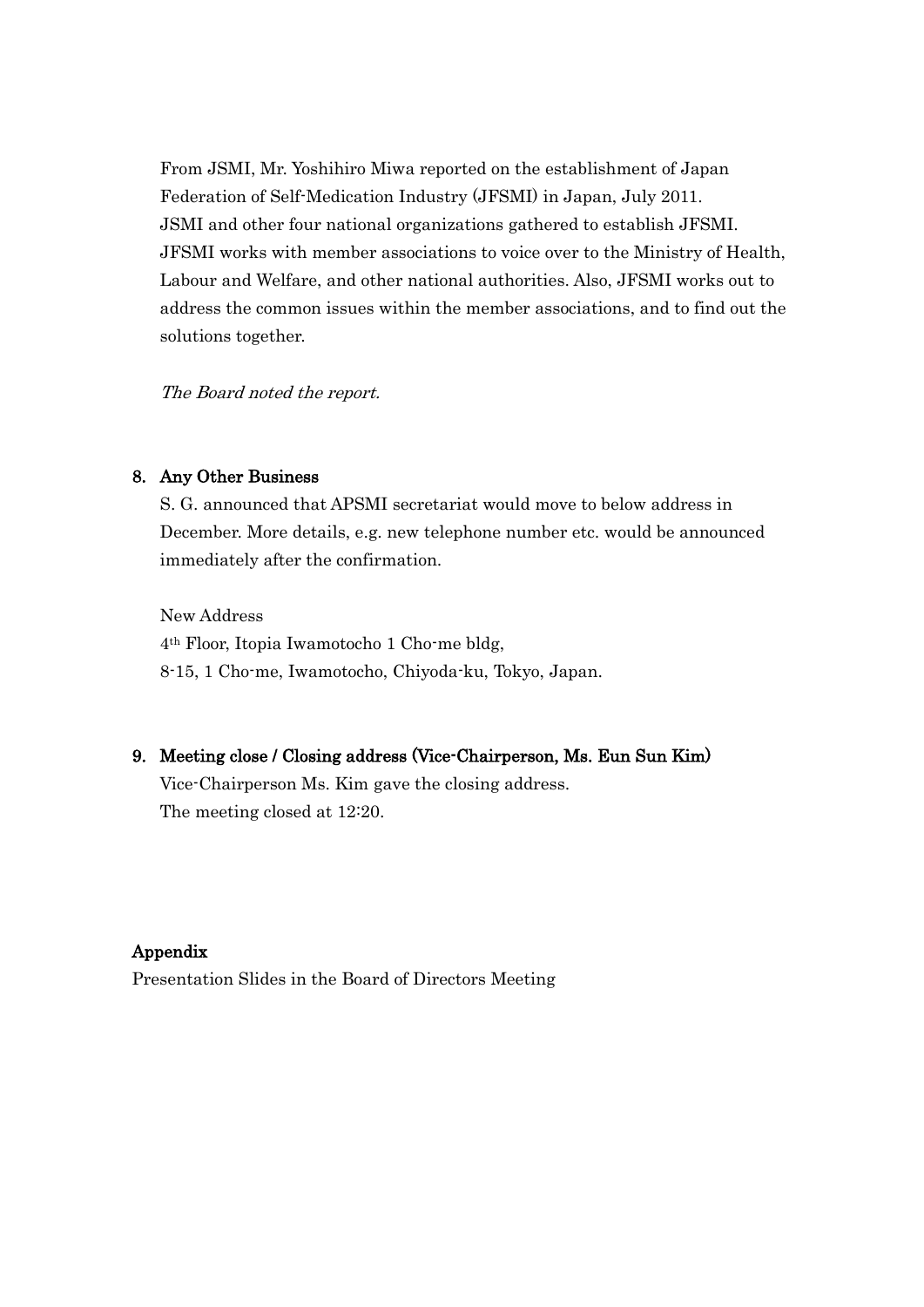From JSMI, Mr. Yoshihiro Miwa reported on the establishment of Japan Federation of Self-Medication Industry (JFSMI) in Japan, July 2011. JSMI and other four national organizations gathered to establish JFSMI. JFSMI works with member associations to voice over to the Ministry of Health, Labour and Welfare, and other national authorities. Also, JFSMI works out to address the common issues within the member associations, and to find out the solutions together.

*The Board noted the report.*

## 8. Any Other Business

S. G. announced that APSMI secretariat would move to below address in December. More details, e.g. new telephone number etc. would be announced immediately after the confirmation.

New Address
4th Floor, Itopia Iwamotocho 1 Cho-me bldg,
8-15, 1 Cho-me, Iwamotocho, Chiyoda-ku, Tokyo, Japan.

## 9. Meeting close / Closing address (Vice-Chairperson, Ms. Eun Sun Kim)

Vice-Chairperson Ms. Kim gave the closing address.
The meeting closed at 12:20.

## Appendix

Presentation Slides in the Board of Directors Meeting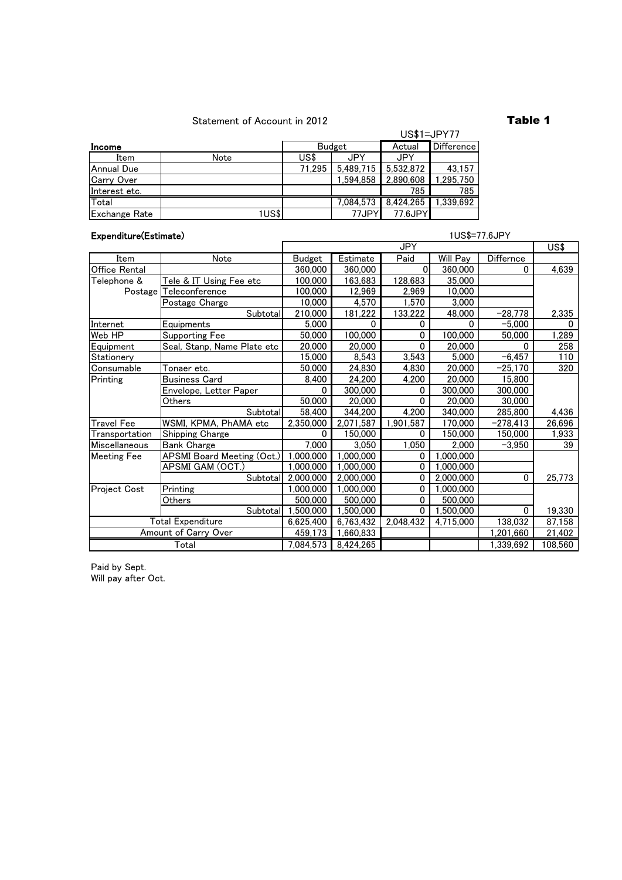Statement of Account in 2012

**Table 1**

US$1=JPY77

**Income**

| Item | Note | Budget | | Actual | Difference |
|---|---|---|---|---|---|
| | | US$ | JPY | JPY | |
| Annual Due | | 71,295 | 5,489,715 | 5,532,872 | 43,157 |
| Carry Over | | | 1,594,858 | 2,890,608 | 1,295,750 |
| Interest etc. | | | | 785 | 785 |
| Total | | | 7,084,573 | 8,424,265 | 1,339,692 |
| Exchange Rate | 1US$ | | 77JPY | 77.6JPY | |

**Expenditure(Estimate)**

1US$=77.6JPY

| Item | Note | JPY | | | | | US$ |
|---|---|---|---|---|---|---|---|
| | | Budget | Estimate | Paid | Will Pay | Differnce | |
| Office Rental | | 360,000 | 360,000 | 0 | 360,000 | 0 | 4,639 |
| Telephone & | Tele & IT Using Fee etc | 100,000 | 163,683 | 128,683 | 35,000 | | |
| Postage | Teleconference | 100,000 | 12,969 | 2,969 | 10,000 | | |
| | Postage Charge | 10,000 | 4,570 | 1,570 | 3,000 | | |
| | Subtotal | 210,000 | 181,222 | 133,222 | 48,000 | −28,778 | 2,335 |
| Internet | Equipments | 5,000 | 0 | 0 | 0 | −5,000 | 0 |
| Web HP | Supporting Fee | 50,000 | 100,000 | 0 | 100,000 | 50,000 | 1,289 |
| Equipment | Seal, Stanp, Name Plate etc | 20,000 | 20,000 | 0 | 20,000 | 0 | 258 |
| Stationery | | 15,000 | 8,543 | 3,543 | 5,000 | −6,457 | 110 |
| Consumable | Tonaer etc. | 50,000 | 24,830 | 4,830 | 20,000 | −25,170 | 320 |
| Printing | Business Card | 8,400 | 24,200 | 4,200 | 20,000 | 15,800 | |
| | Envelope, Letter Paper | 0 | 300,000 | 0 | 300,000 | 300,000 | |
| | Others | 50,000 | 20,000 | 0 | 20,000 | 30,000 | |
| | Subtotal | 58,400 | 344,200 | 4,200 | 340,000 | 285,800 | 4,436 |
| Travel Fee | WSMI, KPMA, PhAMA etc | 2,350,000 | 2,071,587 | 1,901,587 | 170,000 | −278,413 | 26,696 |
| Transportation | Shipping Charge | 0 | 150,000 | 0 | 150,000 | 150,000 | 1,933 |
| Miscellaneous | Bank Charge | 7,000 | 3,050 | 1,050 | 2,000 | −3,950 | 39 |
| Meeting Fee | APSMI Board Meeting (Oct.) | 1,000,000 | 1,000,000 | 0 | 1,000,000 | | |
| | APSMI GAM (OCT.) | 1,000,000 | 1,000,000 | 0 | 1,000,000 | | |
| | Subtotal | 2,000,000 | 2,000,000 | 0 | 2,000,000 | 0 | 25,773 |
| Project Cost | Printing | 1,000,000 | 1,000,000 | 0 | 1,000,000 | | |
| | Others | 500,000 | 500,000 | 0 | 500,000 | | |
| | Subtotal | 1,500,000 | 1,500,000 | 0 | 1,500,000 | 0 | 19,330 |
| Total Expenditure | | 6,625,400 | 6,763,432 | 2,048,432 | 4,715,000 | 138,032 | 87,158 |
| Amount of Carry Over | | 459,173 | 1,660,833 | | | 1,201,660 | 21,402 |
| Total | | 7,084,573 | 8,424,265 | | | 1,339,692 | 108,560 |

Paid by Sept.
Will pay after Oct.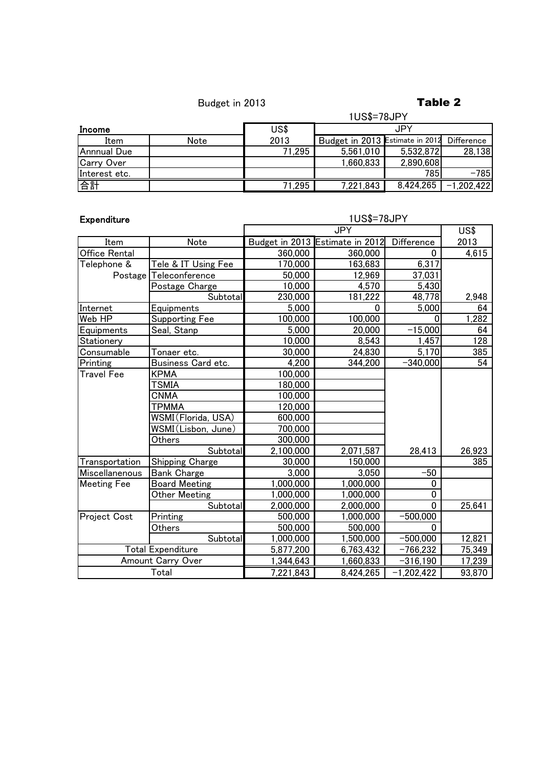Budget in 2013 **Table 2**

1US$=78JPY

**Income**

| Item | Note | US$ | JPY | | |
|---|---|---|---|---|---|
| | | 2013 | Budget in 2013 | Estimate in 2012 | Difference |
| Annnual Due | | 71,295 | 5,561,010 | 5,532,872 | 28,138 |
| Carry Over | | | 1,660,833 | 2,890,608 | |
| Interest etc. | | | | 785 | −785 |
| 合計 | | 71,295 | 7,221,843 | 8,424,265 | −1,202,422 |

**Expenditure**

1US$=78JPY

| Item | Note | JPY | | | US$ |
|---|---|---|---|---|---|
| | | Budget in 2013 | Estimate in 2012 | Difference | 2013 |
| Office Rental | | 360,000 | 360,000 | 0 | 4,615 |
| Telephone & Postage | Tele & IT Using Fee | 170,000 | 163,683 | 6,317 | |
| | Teleconference | 50,000 | 12,969 | 37,031 | |
| | Postage Charge | 10,000 | 4,570 | 5,430 | |
| | Subtotal | 230,000 | 181,222 | 48,778 | 2,948 |
| Internet | Equipments | 5,000 | 0 | 5,000 | 64 |
| Web HP | Supporting Fee | 100,000 | 100,000 | 0 | 1,282 |
| Equipments | Seal, Stanp | 5,000 | 20,000 | −15,000 | 64 |
| Stationery | | 10,000 | 8,543 | 1,457 | 128 |
| Consumable | Tonaer etc. | 30,000 | 24,830 | 5,170 | 385 |
| Printing | Business Card etc. | 4,200 | 344,200 | −340,000 | 54 |
| Travel Fee | KPMA | 100,000 | | | |
| | TSMIA | 180,000 | | | |
| | CNMA | 100,000 | | | |
| | TPMMA | 120,000 | | | |
| | WSMI(Florida, USA) | 600,000 | | | |
| | WSMI(Lisbon, June) | 700,000 | | | |
| | Others | 300,000 | | | |
| | Subtotal | 2,100,000 | 2,071,587 | 28,413 | 26,923 |
| Transportation | Shipping Charge | 30,000 | 150,000 | | 385 |
| Miscellanenous | Bank Charge | 3,000 | 3,050 | −50 | |
| Meeting Fee | Board Meeting | 1,000,000 | 1,000,000 | 0 | |
| | Other Meeting | 1,000,000 | 1,000,000 | 0 | |
| | Subtotal | 2,000,000 | 2,000,000 | 0 | 25,641 |
| Project Cost | Printing | 500,000 | 1,000,000 | −500,000 | |
| | Others | 500,000 | 500,000 | 0 | |
| | Subtotal | 1,000,000 | 1,500,000 | −500,000 | 12,821 |
| Total Expenditure | | 5,877,200 | 6,763,432 | −766,232 | 75,349 |
| Amount Carry Over | | 1,344,643 | 1,660,833 | −316,190 | 17,239 |
| Total | | 7,221,843 | 8,424,265 | −1,202,422 | 93,870 |